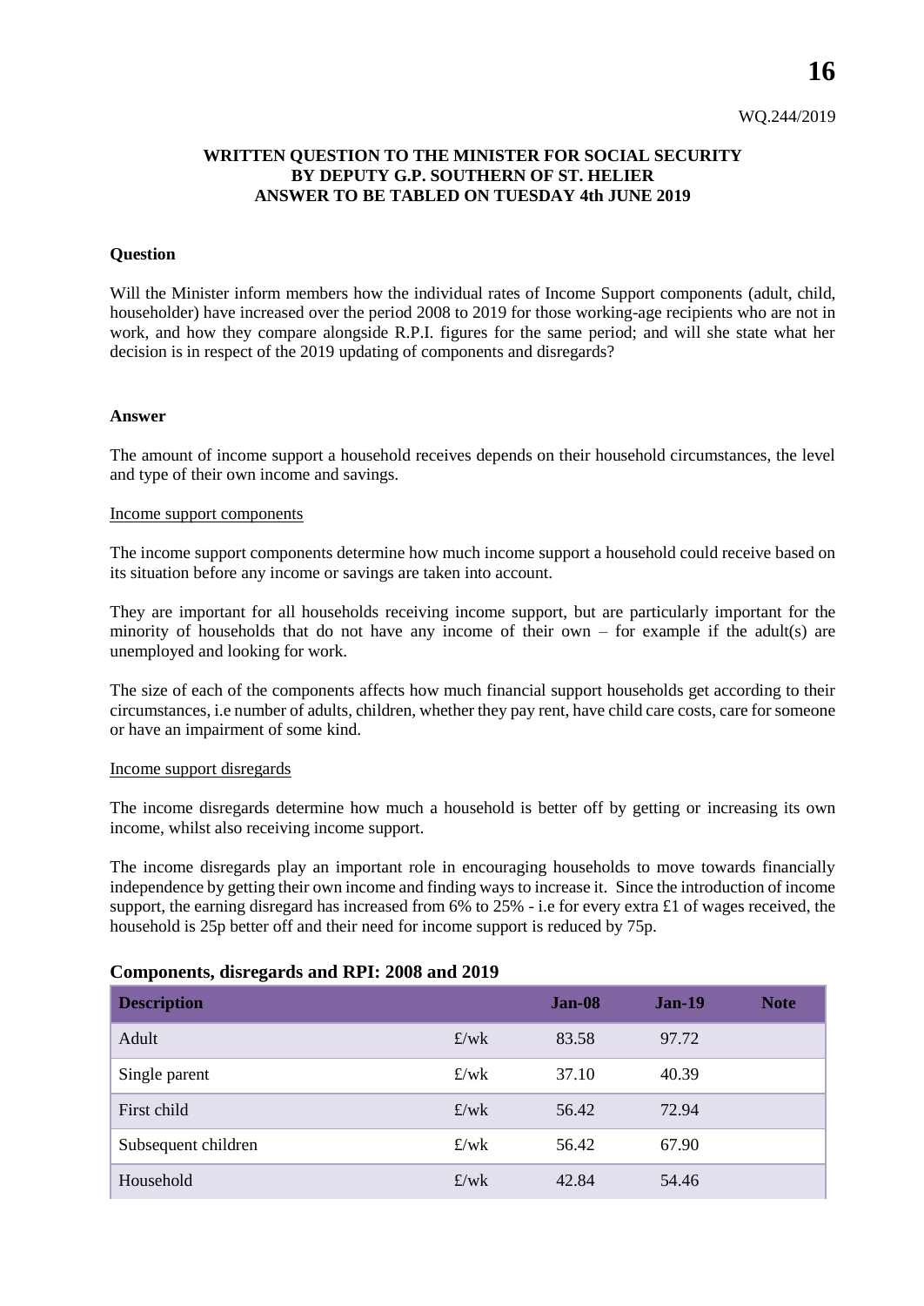WQ.244/2019

**WRITTEN QUESTION TO THE MINISTER FOR SOCIAL SECURITY**
**BY DEPUTY G.P. SOUTHERN OF ST. HELIER**
**ANSWER TO BE TABLED ON TUESDAY 4th JUNE 2019**

**Question**

Will the Minister inform members how the individual rates of Income Support components (adult, child, householder) have increased over the period 2008 to 2019 for those working-age recipients who are not in work, and how they compare alongside R.P.I. figures for the same period; and will she state what her decision is in respect of the 2019 updating of components and disregards?

**Answer**

The amount of income support a household receives depends on their household circumstances, the level and type of their own income and savings.

Income support components

The income support components determine how much income support a household could receive based on its situation before any income or savings are taken into account.

They are important for all households receiving income support, but are particularly important for the minority of households that do not have any income of their own – for example if the adult(s) are unemployed and looking for work.

The size of each of the components affects how much financial support households get according to their circumstances, i.e number of adults, children, whether they pay rent, have child care costs, care for someone or have an impairment of some kind.

Income support disregards

The income disregards determine how much a household is better off by getting or increasing its own income, whilst also receiving income support.

The income disregards play an important role in encouraging households to move towards financially independence by getting their own income and finding ways to increase it. Since the introduction of income support, the earning disregard has increased from 6% to 25% - i.e for every extra £1 of wages received, the household is 25p better off and their need for income support is reduced by 75p.

### Components, disregards and RPI: 2008 and 2019

| Description | | Jan-08 | Jan-19 | Note |
|---|---|---|---|---|
| Adult | £/wk | 83.58 | 97.72 | |
| Single parent | £/wk | 37.10 | 40.39 | |
| First child | £/wk | 56.42 | 72.94 | |
| Subsequent children | £/wk | 56.42 | 67.90 | |
| Household | £/wk | 42.84 | 54.46 | |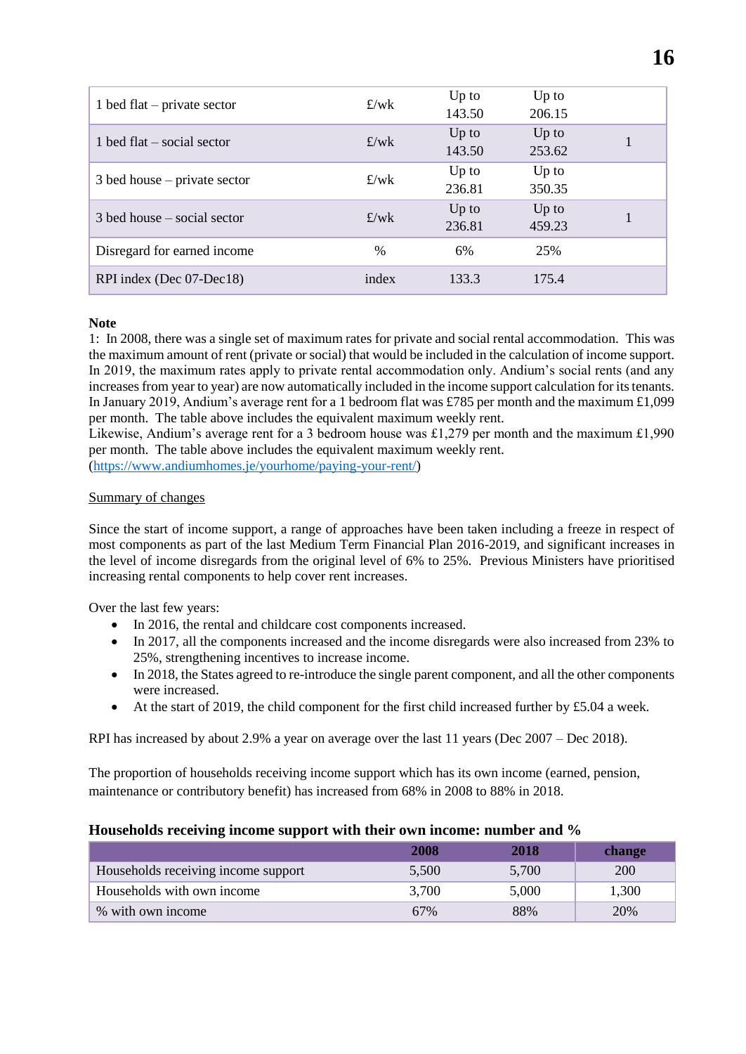| | | | | |
|---|---|---|---|---|
| 1 bed flat – private sector | £/wk | Up to 143.50 | Up to 206.15 | |
| 1 bed flat – social sector | £/wk | Up to 143.50 | Up to 253.62 | 1 |
| 3 bed house – private sector | £/wk | Up to 236.81 | Up to 350.35 | |
| 3 bed house – social sector | £/wk | Up to 236.81 | Up to 459.23 | 1 |
| Disregard for earned income | % | 6% | 25% | |
| RPI index (Dec 07-Dec18) | index | 133.3 | 175.4 | |

**Note**

1: In 2008, there was a single set of maximum rates for private and social rental accommodation. This was the maximum amount of rent (private or social) that would be included in the calculation of income support. In 2019, the maximum rates apply to private rental accommodation only. Andium's social rents (and any increases from year to year) are now automatically included in the income support calculation for its tenants. In January 2019, Andium's average rent for a 1 bedroom flat was £785 per month and the maximum £1,099 per month. The table above includes the equivalent maximum weekly rent.
Likewise, Andium's average rent for a 3 bedroom house was £1,279 per month and the maximum £1,990 per month. The table above includes the equivalent maximum weekly rent.
(https://www.andiumhomes.je/yourhome/paying-your-rent/)

Summary of changes

Since the start of income support, a range of approaches have been taken including a freeze in respect of most components as part of the last Medium Term Financial Plan 2016-2019, and significant increases in the level of income disregards from the original level of 6% to 25%. Previous Ministers have prioritised increasing rental components to help cover rent increases.

Over the last few years:

- In 2016, the rental and childcare cost components increased.
- In 2017, all the components increased and the income disregards were also increased from 23% to 25%, strengthening incentives to increase income.
- In 2018, the States agreed to re-introduce the single parent component, and all the other components were increased.
- At the start of 2019, the child component for the first child increased further by £5.04 a week.

RPI has increased by about 2.9% a year on average over the last 11 years (Dec 2007 – Dec 2018).

The proportion of households receiving income support which has its own income (earned, pension, maintenance or contributory benefit) has increased from 68% in 2008 to 88% in 2018.

**Households receiving income support with their own income: number and %**

| | 2008 | 2018 | change |
|---|---|---|---|
| Households receiving income support | 5,500 | 5,700 | 200 |
| Households with own income | 3,700 | 5,000 | 1,300 |
| % with own income | 67% | 88% | 20% |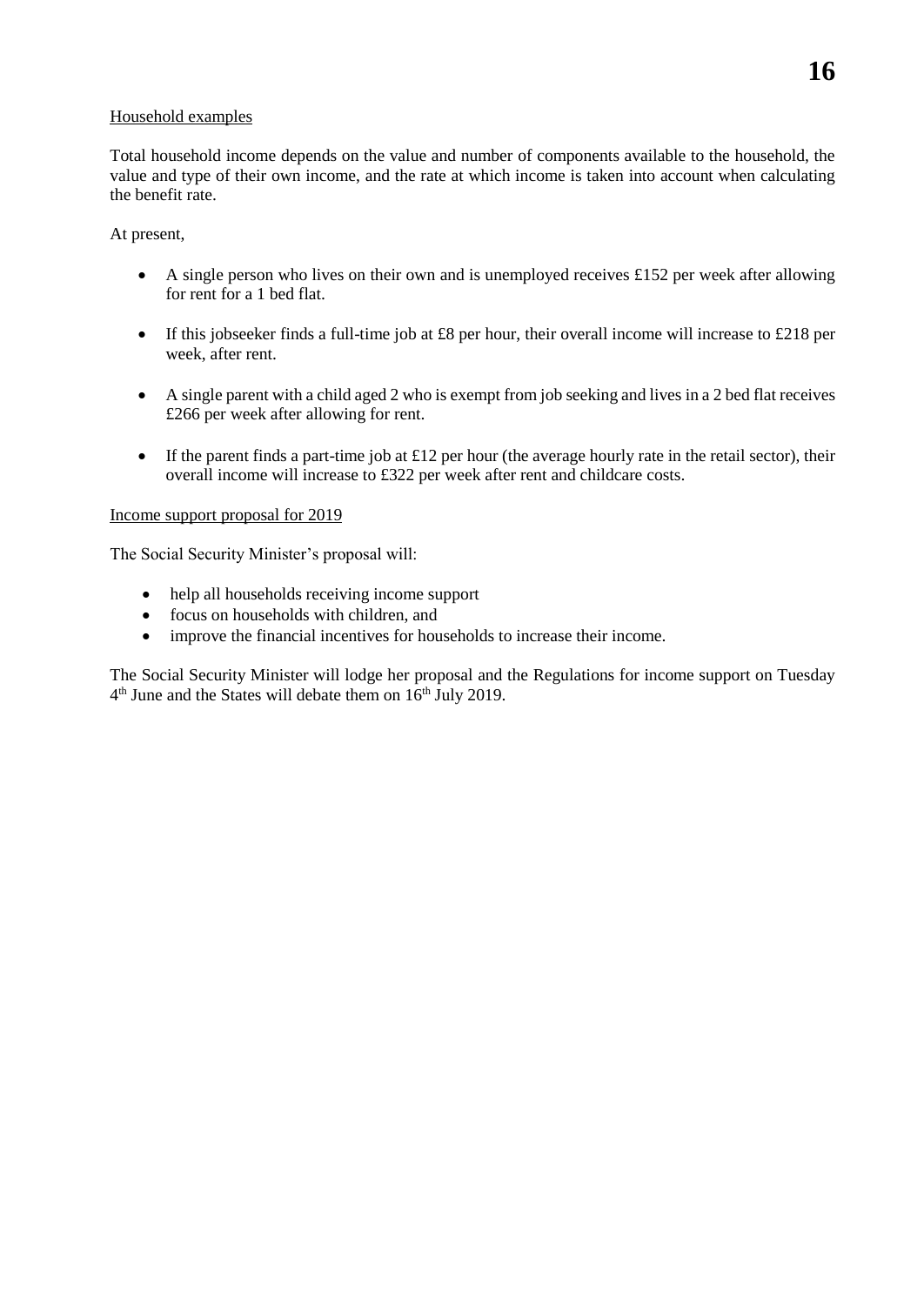Household examples

Total household income depends on the value and number of components available to the household, the value and type of their own income, and the rate at which income is taken into account when calculating the benefit rate.

At present,

- A single person who lives on their own and is unemployed receives £152 per week after allowing for rent for a 1 bed flat.
- If this jobseeker finds a full-time job at £8 per hour, their overall income will increase to £218 per week, after rent.
- A single parent with a child aged 2 who is exempt from job seeking and lives in a 2 bed flat receives £266 per week after allowing for rent.
- If the parent finds a part-time job at £12 per hour (the average hourly rate in the retail sector), their overall income will increase to £322 per week after rent and childcare costs.

Income support proposal for 2019

The Social Security Minister's proposal will:

- help all households receiving income support
- focus on households with children, and
- improve the financial incentives for households to increase their income.

The Social Security Minister will lodge her proposal and the Regulations for income support on Tuesday 4th June and the States will debate them on 16th July 2019.